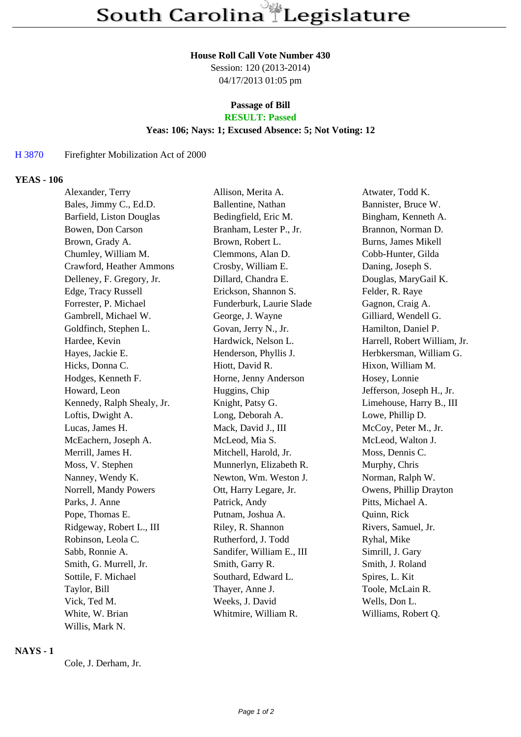# South Carolina Legislature

**House Roll Call Vote Number 430**
Session: 120 (2013-2014)
04/17/2013 01:05 pm

**Passage of Bill**
**RESULT: Passed**
**Yeas: 106; Nays: 1; Excused Absence: 5; Not Voting: 12**

H 3870 Firefighter Mobilization Act of 2000

## YEAS - 106

| | | |
|---|---|---|
| Alexander, Terry | Allison, Merita A. | Atwater, Todd K. |
| Bales, Jimmy C., Ed.D. | Ballentine, Nathan | Bannister, Bruce W. |
| Barfield, Liston Douglas | Bedingfield, Eric M. | Bingham, Kenneth A. |
| Bowen, Don Carson | Branham, Lester P., Jr. | Brannon, Norman D. |
| Brown, Grady A. | Brown, Robert L. | Burns, James Mikell |
| Chumley, William M. | Clemmons, Alan D. | Cobb-Hunter, Gilda |
| Crawford, Heather Ammons | Crosby, William E. | Daning, Joseph S. |
| Delleney, F. Gregory, Jr. | Dillard, Chandra E. | Douglas, MaryGail K. |
| Edge, Tracy Russell | Erickson, Shannon S. | Felder, R. Raye |
| Forrester, P. Michael | Funderburk, Laurie Slade | Gagnon, Craig A. |
| Gambrell, Michael W. | George, J. Wayne | Gilliard, Wendell G. |
| Goldfinch, Stephen L. | Govan, Jerry N., Jr. | Hamilton, Daniel P. |
| Hardee, Kevin | Hardwick, Nelson L. | Harrell, Robert William, Jr. |
| Hayes, Jackie E. | Henderson, Phyllis J. | Herbkersman, William G. |
| Hicks, Donna C. | Hiott, David R. | Hixon, William M. |
| Hodges, Kenneth F. | Horne, Jenny Anderson | Hosey, Lonnie |
| Howard, Leon | Huggins, Chip | Jefferson, Joseph H., Jr. |
| Kennedy, Ralph Shealy, Jr. | Knight, Patsy G. | Limehouse, Harry B., III |
| Loftis, Dwight A. | Long, Deborah A. | Lowe, Phillip D. |
| Lucas, James H. | Mack, David J., III | McCoy, Peter M., Jr. |
| McEachern, Joseph A. | McLeod, Mia S. | McLeod, Walton J. |
| Merrill, James H. | Mitchell, Harold, Jr. | Moss, Dennis C. |
| Moss, V. Stephen | Munnerlyn, Elizabeth R. | Murphy, Chris |
| Nanney, Wendy K. | Newton, Wm. Weston J. | Norman, Ralph W. |
| Norrell, Mandy Powers | Ott, Harry Legare, Jr. | Owens, Phillip Drayton |
| Parks, J. Anne | Patrick, Andy | Pitts, Michael A. |
| Pope, Thomas E. | Putnam, Joshua A. | Quinn, Rick |
| Ridgeway, Robert L., III | Riley, R. Shannon | Rivers, Samuel, Jr. |
| Robinson, Leola C. | Rutherford, J. Todd | Ryhal, Mike |
| Sabb, Ronnie A. | Sandifer, William E., III | Simrill, J. Gary |
| Smith, G. Murrell, Jr. | Smith, Garry R. | Smith, J. Roland |
| Sottile, F. Michael | Southard, Edward L. | Spires, L. Kit |
| Taylor, Bill | Thayer, Anne J. | Toole, McLain R. |
| Vick, Ted M. | Weeks, J. David | Wells, Don L. |
| White, W. Brian | Whitmire, William R. | Williams, Robert Q. |
| Willis, Mark N. | | |

## NAYS - 1

Cole, J. Derham, Jr.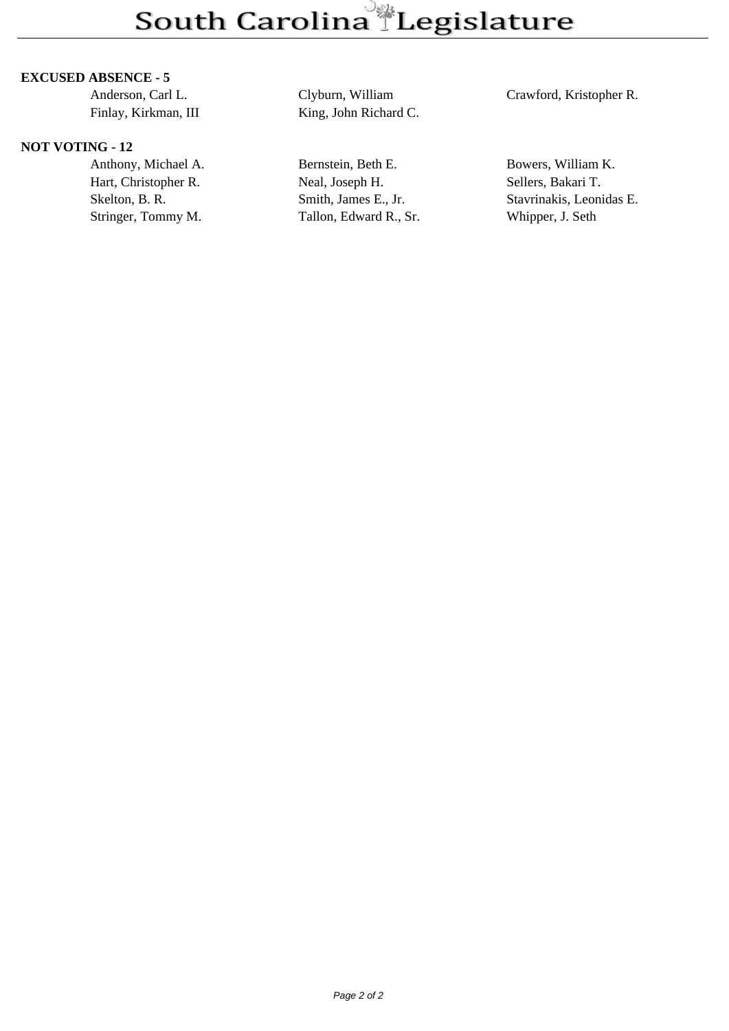**EXCUSED ABSENCE - 5**

| | | |
|---|---|---|
| Anderson, Carl L. | Clyburn, William | Crawford, Kristopher R. |
| Finlay, Kirkman, III | King, John Richard C. | |

**NOT VOTING - 12**

| | | |
|---|---|---|
| Anthony, Michael A. | Bernstein, Beth E. | Bowers, William K. |
| Hart, Christopher R. | Neal, Joseph H. | Sellers, Bakari T. |
| Skelton, B. R. | Smith, James E., Jr. | Stavrinakis, Leonidas E. |
| Stringer, Tommy M. | Tallon, Edward R., Sr. | Whipper, J. Seth |